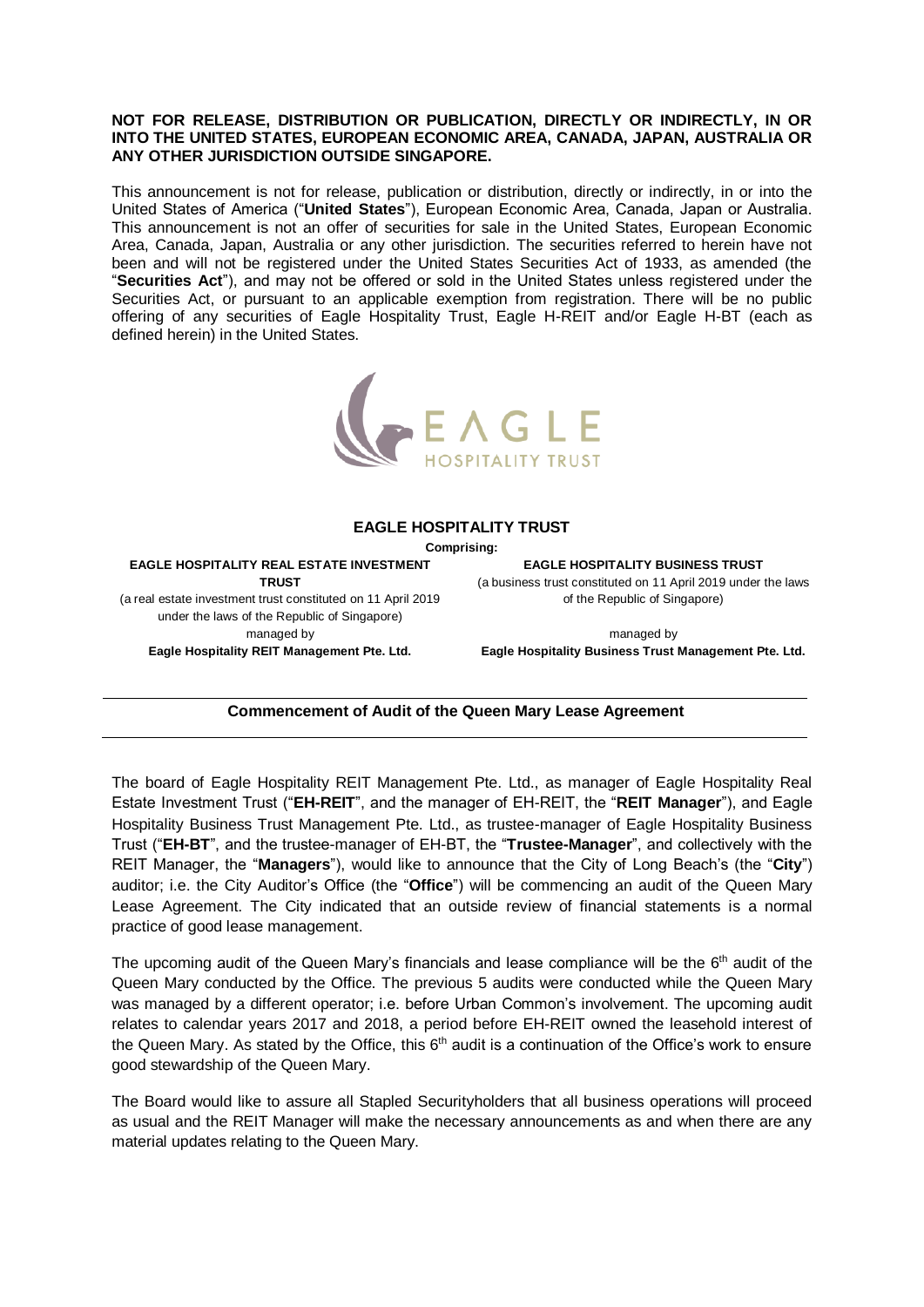**NOT FOR RELEASE, DISTRIBUTION OR PUBLICATION, DIRECTLY OR INDIRECTLY, IN OR INTO THE UNITED STATES, EUROPEAN ECONOMIC AREA, CANADA, JAPAN, AUSTRALIA OR ANY OTHER JURISDICTION OUTSIDE SINGAPORE.**

This announcement is not for release, publication or distribution, directly or indirectly, in or into the United States of America ("**United States**"), European Economic Area, Canada, Japan or Australia. This announcement is not an offer of securities for sale in the United States, European Economic Area, Canada, Japan, Australia or any other jurisdiction. The securities referred to herein have not been and will not be registered under the United States Securities Act of 1933, as amended (the "**Securities Act**"), and may not be offered or sold in the United States unless registered under the Securities Act, or pursuant to an applicable exemption from registration. There will be no public offering of any securities of Eagle Hospitality Trust, Eagle H-REIT and/or Eagle H-BT (each as defined herein) in the United States.

EAGLE HOSPITALITY TRUST

**EAGLE HOSPITALITY TRUST**

**Comprising:**

**EAGLE HOSPITALITY REAL ESTATE INVESTMENT TRUST**
(a real estate investment trust constituted on 11 April 2019 under the laws of the Republic of Singapore)
managed by
**Eagle Hospitality REIT Management Pte. Ltd.**

**EAGLE HOSPITALITY BUSINESS TRUST**
(a business trust constituted on 11 April 2019 under the laws of the Republic of Singapore)
managed by
**Eagle Hospitality Business Trust Management Pte. Ltd.**

## Commencement of Audit of the Queen Mary Lease Agreement

The board of Eagle Hospitality REIT Management Pte. Ltd., as manager of Eagle Hospitality Real Estate Investment Trust ("**EH-REIT**", and the manager of EH-REIT, the "**REIT Manager**"), and Eagle Hospitality Business Trust Management Pte. Ltd., as trustee-manager of Eagle Hospitality Business Trust ("**EH-BT**", and the trustee-manager of EH-BT, the "**Trustee-Manager**", and collectively with the REIT Manager, the "**Managers**"), would like to announce that the City of Long Beach's (the "**City**") auditor; i.e. the City Auditor's Office (the "**Office**") will be commencing an audit of the Queen Mary Lease Agreement. The City indicated that an outside review of financial statements is a normal practice of good lease management.

The upcoming audit of the Queen Mary's financials and lease compliance will be the 6th audit of the Queen Mary conducted by the Office. The previous 5 audits were conducted while the Queen Mary was managed by a different operator; i.e. before Urban Common's involvement. The upcoming audit relates to calendar years 2017 and 2018, a period before EH-REIT owned the leasehold interest of the Queen Mary. As stated by the Office, this 6th audit is a continuation of the Office's work to ensure good stewardship of the Queen Mary.

The Board would like to assure all Stapled Securityholders that all business operations will proceed as usual and the REIT Manager will make the necessary announcements as and when there are any material updates relating to the Queen Mary.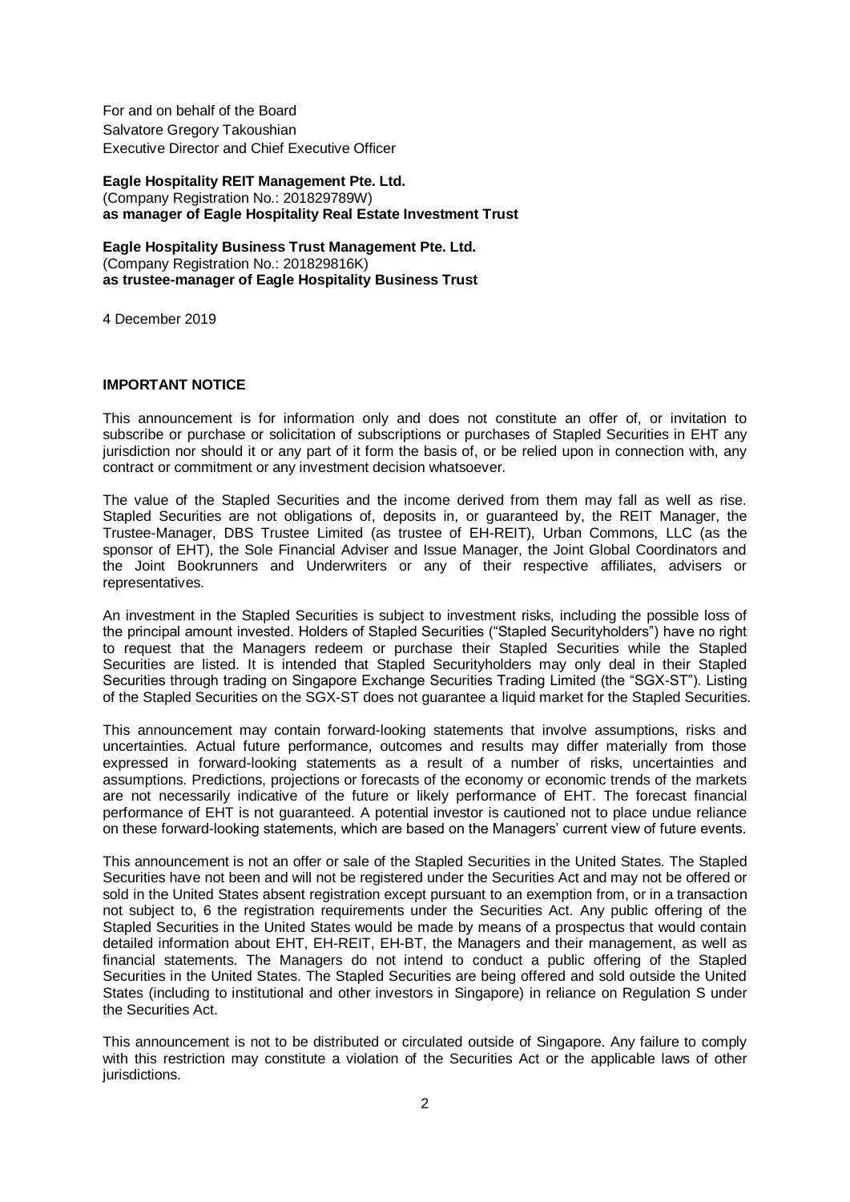For and on behalf of the Board
Salvatore Gregory Takoushian
Executive Director and Chief Executive Officer

**Eagle Hospitality REIT Management Pte. Ltd.**
(Company Registration No.: 201829789W)
**as manager of Eagle Hospitality Real Estate Investment Trust**

**Eagle Hospitality Business Trust Management Pte. Ltd.**
(Company Registration No.: 201829816K)
**as trustee-manager of Eagle Hospitality Business Trust**

4 December 2019

**IMPORTANT NOTICE**

This announcement is for information only and does not constitute an offer of, or invitation to subscribe or purchase or solicitation of subscriptions or purchases of Stapled Securities in EHT any jurisdiction nor should it or any part of it form the basis of, or be relied upon in connection with, any contract or commitment or any investment decision whatsoever.

The value of the Stapled Securities and the income derived from them may fall as well as rise. Stapled Securities are not obligations of, deposits in, or guaranteed by, the REIT Manager, the Trustee-Manager, DBS Trustee Limited (as trustee of EH-REIT), Urban Commons, LLC (as the sponsor of EHT), the Sole Financial Adviser and Issue Manager, the Joint Global Coordinators and the Joint Bookrunners and Underwriters or any of their respective affiliates, advisers or representatives.

An investment in the Stapled Securities is subject to investment risks, including the possible loss of the principal amount invested. Holders of Stapled Securities ("Stapled Securityholders") have no right to request that the Managers redeem or purchase their Stapled Securities while the Stapled Securities are listed. It is intended that Stapled Securityholders may only deal in their Stapled Securities through trading on Singapore Exchange Securities Trading Limited (the "SGX-ST"). Listing of the Stapled Securities on the SGX-ST does not guarantee a liquid market for the Stapled Securities.

This announcement may contain forward-looking statements that involve assumptions, risks and uncertainties. Actual future performance, outcomes and results may differ materially from those expressed in forward-looking statements as a result of a number of risks, uncertainties and assumptions. Predictions, projections or forecasts of the economy or economic trends of the markets are not necessarily indicative of the future or likely performance of EHT. The forecast financial performance of EHT is not guaranteed. A potential investor is cautioned not to place undue reliance on these forward-looking statements, which are based on the Managers' current view of future events.

This announcement is not an offer or sale of the Stapled Securities in the United States. The Stapled Securities have not been and will not be registered under the Securities Act and may not be offered or sold in the United States absent registration except pursuant to an exemption from, or in a transaction not subject to, 6 the registration requirements under the Securities Act. Any public offering of the Stapled Securities in the United States would be made by means of a prospectus that would contain detailed information about EHT, EH-REIT, EH-BT, the Managers and their management, as well as financial statements. The Managers do not intend to conduct a public offering of the Stapled Securities in the United States. The Stapled Securities are being offered and sold outside the United States (including to institutional and other investors in Singapore) in reliance on Regulation S under the Securities Act.

This announcement is not to be distributed or circulated outside of Singapore. Any failure to comply with this restriction may constitute a violation of the Securities Act or the applicable laws of other jurisdictions.